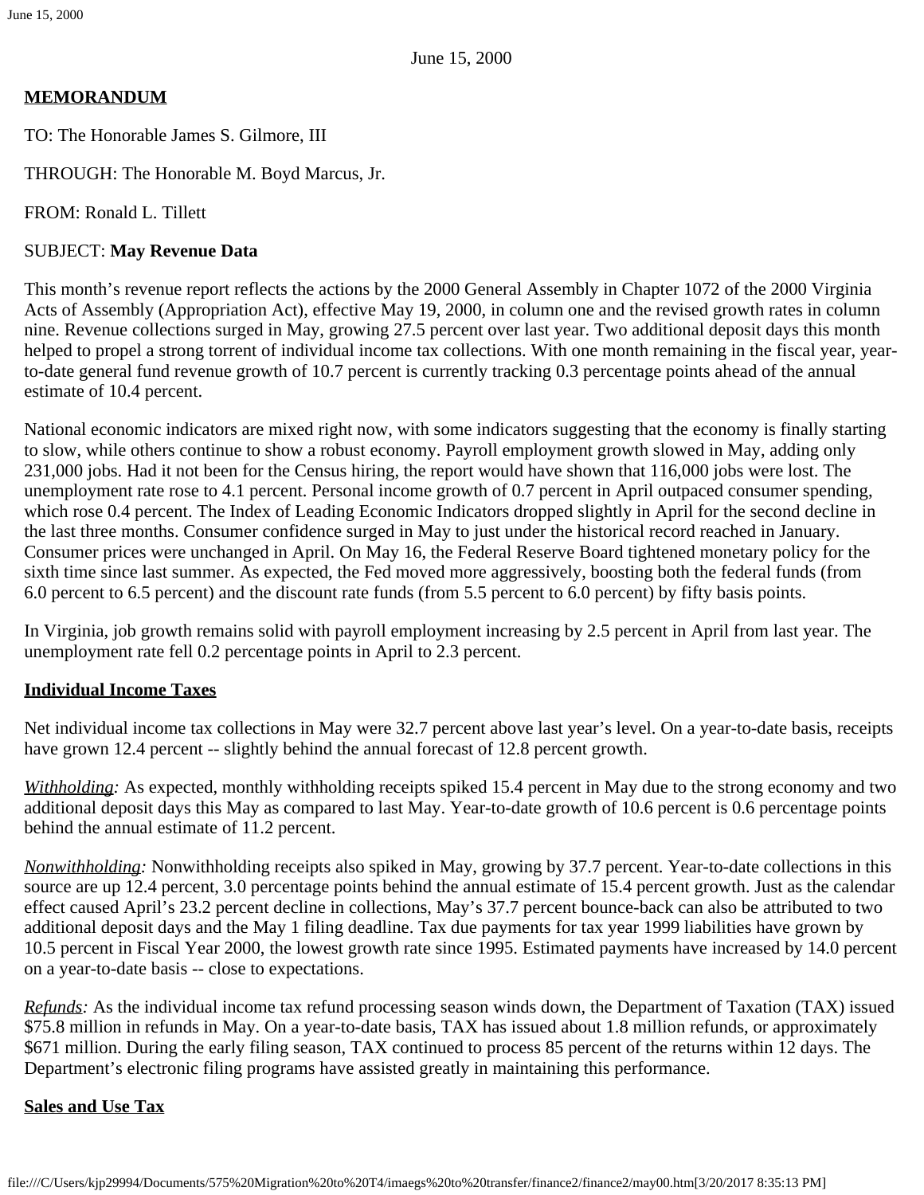June 15, 2000

**MEMORANDUM**

TO: The Honorable James S. Gilmore, III

THROUGH: The Honorable M. Boyd Marcus, Jr.

FROM: Ronald L. Tillett

SUBJECT: **May Revenue Data**

This month's revenue report reflects the actions by the 2000 General Assembly in Chapter 1072 of the 2000 Virginia Acts of Assembly (Appropriation Act), effective May 19, 2000, in column one and the revised growth rates in column nine. Revenue collections surged in May, growing 27.5 percent over last year. Two additional deposit days this month helped to propel a strong torrent of individual income tax collections. With one month remaining in the fiscal year, year-to-date general fund revenue growth of 10.7 percent is currently tracking 0.3 percentage points ahead of the annual estimate of 10.4 percent.

National economic indicators are mixed right now, with some indicators suggesting that the economy is finally starting to slow, while others continue to show a robust economy. Payroll employment growth slowed in May, adding only 231,000 jobs. Had it not been for the Census hiring, the report would have shown that 116,000 jobs were lost. The unemployment rate rose to 4.1 percent. Personal income growth of 0.7 percent in April outpaced consumer spending, which rose 0.4 percent. The Index of Leading Economic Indicators dropped slightly in April for the second decline in the last three months. Consumer confidence surged in May to just under the historical record reached in January. Consumer prices were unchanged in April. On May 16, the Federal Reserve Board tightened monetary policy for the sixth time since last summer. As expected, the Fed moved more aggressively, boosting both the federal funds (from 6.0 percent to 6.5 percent) and the discount rate funds (from 5.5 percent to 6.0 percent) by fifty basis points.

In Virginia, job growth remains solid with payroll employment increasing by 2.5 percent in April from last year. The unemployment rate fell 0.2 percentage points in April to 2.3 percent.

## Individual Income Taxes

Net individual income tax collections in May were 32.7 percent above last year's level. On a year-to-date basis, receipts have grown 12.4 percent -- slightly behind the annual forecast of 12.8 percent growth.

*Withholding:* As expected, monthly withholding receipts spiked 15.4 percent in May due to the strong economy and two additional deposit days this May as compared to last May. Year-to-date growth of 10.6 percent is 0.6 percentage points behind the annual estimate of 11.2 percent.

*Nonwithholding:* Nonwithholding receipts also spiked in May, growing by 37.7 percent. Year-to-date collections in this source are up 12.4 percent, 3.0 percentage points behind the annual estimate of 15.4 percent growth. Just as the calendar effect caused April's 23.2 percent decline in collections, May's 37.7 percent bounce-back can also be attributed to two additional deposit days and the May 1 filing deadline. Tax due payments for tax year 1999 liabilities have grown by 10.5 percent in Fiscal Year 2000, the lowest growth rate since 1995. Estimated payments have increased by 14.0 percent on a year-to-date basis -- close to expectations.

*Refunds:* As the individual income tax refund processing season winds down, the Department of Taxation (TAX) issued $75.8 million in refunds in May. On a year-to-date basis, TAX has issued about 1.8 million refunds, or approximately $671 million. During the early filing season, TAX continued to process 85 percent of the returns within 12 days. The Department's electronic filing programs have assisted greatly in maintaining this performance.

## Sales and Use Tax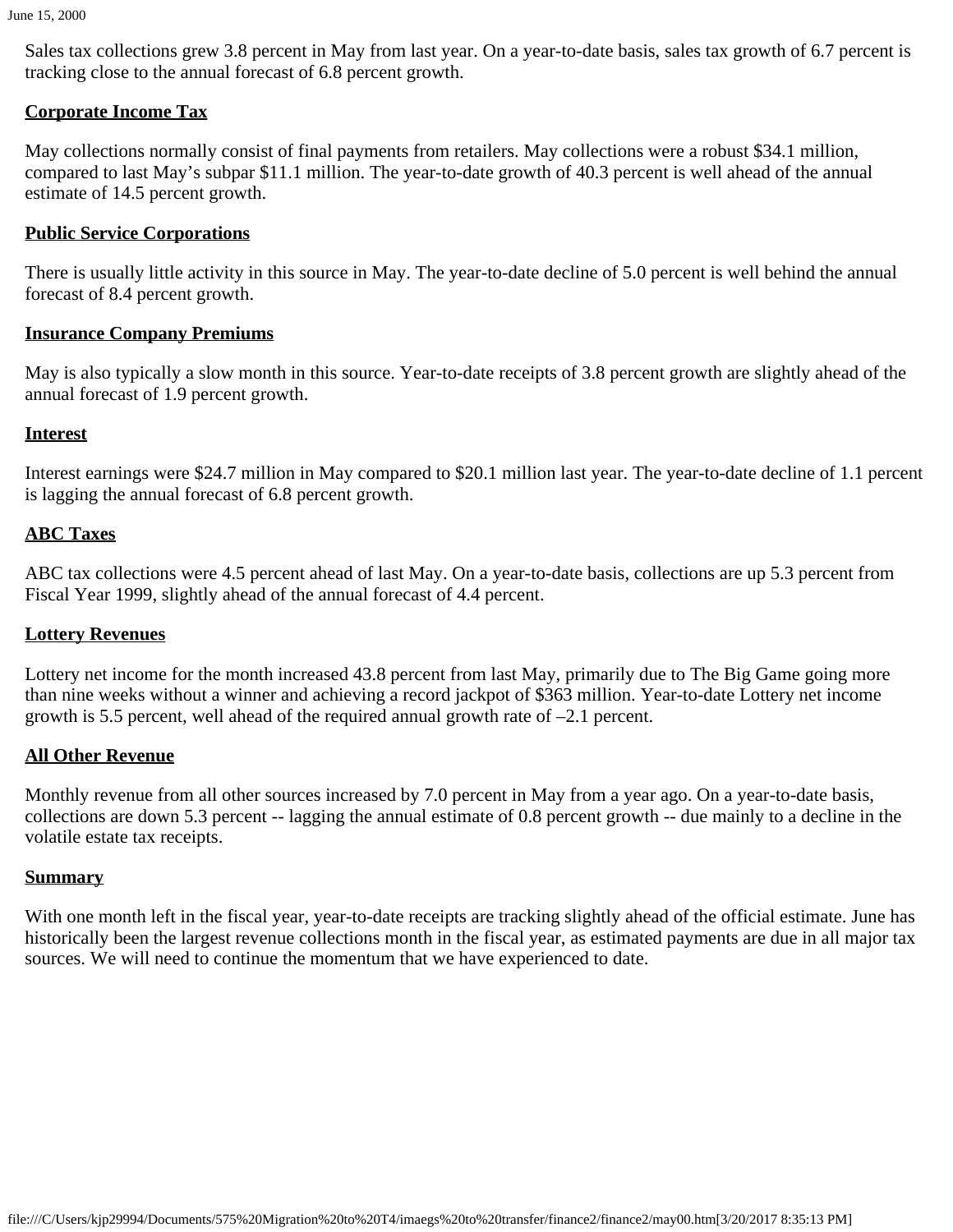Sales tax collections grew 3.8 percent in May from last year. On a year-to-date basis, sales tax growth of 6.7 percent is tracking close to the annual forecast of 6.8 percent growth.

### Corporate Income Tax

May collections normally consist of final payments from retailers. May collections were a robust $34.1 million, compared to last May's subpar $11.1 million. The year-to-date growth of 40.3 percent is well ahead of the annual estimate of 14.5 percent growth.

### Public Service Corporations

There is usually little activity in this source in May. The year-to-date decline of 5.0 percent is well behind the annual forecast of 8.4 percent growth.

### Insurance Company Premiums

May is also typically a slow month in this source. Year-to-date receipts of 3.8 percent growth are slightly ahead of the annual forecast of 1.9 percent growth.

### Interest

Interest earnings were $24.7 million in May compared to $20.1 million last year. The year-to-date decline of 1.1 percent is lagging the annual forecast of 6.8 percent growth.

### ABC Taxes

ABC tax collections were 4.5 percent ahead of last May. On a year-to-date basis, collections are up 5.3 percent from Fiscal Year 1999, slightly ahead of the annual forecast of 4.4 percent.

### Lottery Revenues

Lottery net income for the month increased 43.8 percent from last May, primarily due to The Big Game going more than nine weeks without a winner and achieving a record jackpot of $363 million. Year-to-date Lottery net income growth is 5.5 percent, well ahead of the required annual growth rate of –2.1 percent.

### All Other Revenue

Monthly revenue from all other sources increased by 7.0 percent in May from a year ago. On a year-to-date basis, collections are down 5.3 percent -- lagging the annual estimate of 0.8 percent growth -- due mainly to a decline in the volatile estate tax receipts.

### Summary

With one month left in the fiscal year, year-to-date receipts are tracking slightly ahead of the official estimate. June has historically been the largest revenue collections month in the fiscal year, as estimated payments are due in all major tax sources. We will need to continue the momentum that we have experienced to date.